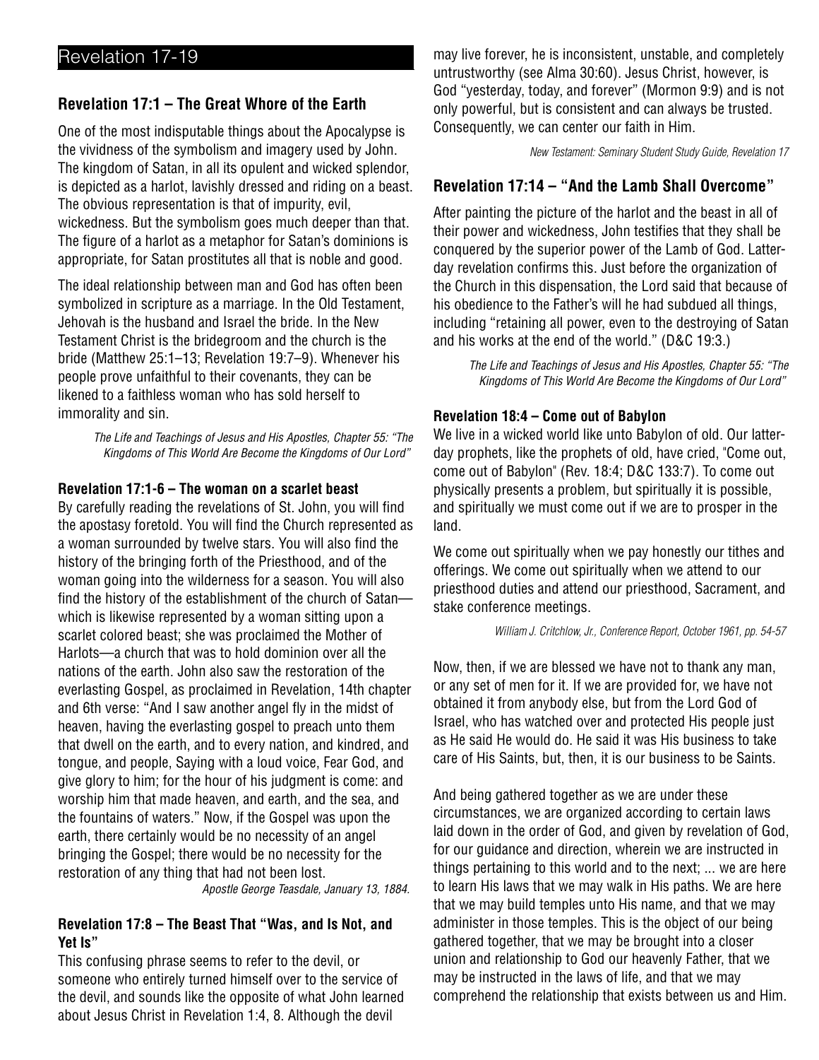# Revelation 17-19

## Revelation 17:1 – The Great Whore of the Earth

One of the most indisputable things about the Apocalypse is the vividness of the symbolism and imagery used by John. The kingdom of Satan, in all its opulent and wicked splendor, is depicted as a harlot, lavishly dressed and riding on a beast. The obvious representation is that of impurity, evil, wickedness. But the symbolism goes much deeper than that. The figure of a harlot as a metaphor for Satan's dominions is appropriate, for Satan prostitutes all that is noble and good.

The ideal relationship between man and God has often been symbolized in scripture as a marriage. In the Old Testament, Jehovah is the husband and Israel the bride. In the New Testament Christ is the bridegroom and the church is the bride (Matthew 25:1–13; Revelation 19:7–9). Whenever his people prove unfaithful to their covenants, they can be likened to a faithless woman who has sold herself to immorality and sin.

*The Life and Teachings of Jesus and His Apostles, Chapter 55: "The Kingdoms of This World Are Become the Kingdoms of Our Lord"*

### Revelation 17:1-6 – The woman on a scarlet beast

By carefully reading the revelations of St. John, you will find the apostasy foretold. You will find the Church represented as a woman surrounded by twelve stars. You will also find the history of the bringing forth of the Priesthood, and of the woman going into the wilderness for a season. You will also find the history of the establishment of the church of Satan—which is likewise represented by a woman sitting upon a scarlet colored beast; she was proclaimed the Mother of Harlots—a church that was to hold dominion over all the nations of the earth. John also saw the restoration of the everlasting Gospel, as proclaimed in Revelation, 14th chapter and 6th verse: "And I saw another angel fly in the midst of heaven, having the everlasting gospel to preach unto them that dwell on the earth, and to every nation, and kindred, and tongue, and people, Saying with a loud voice, Fear God, and give glory to him; for the hour of his judgment is come: and worship him that made heaven, and earth, and the sea, and the fountains of waters." Now, if the Gospel was upon the earth, there certainly would be no necessity of an angel bringing the Gospel; there would be no necessity for the restoration of any thing that had not been lost.

*Apostle George Teasdale, January 13, 1884.*

### Revelation 17:8 – The Beast That "Was, and Is Not, and Yet Is"

This confusing phrase seems to refer to the devil, or someone who entirely turned himself over to the service of the devil, and sounds like the opposite of what John learned about Jesus Christ in Revelation 1:4, 8. Although the devil may live forever, he is inconsistent, unstable, and completely untrustworthy (see Alma 30:60). Jesus Christ, however, is God "yesterday, today, and forever" (Mormon 9:9) and is not only powerful, but is consistent and can always be trusted. Consequently, we can center our faith in Him.

*New Testament: Seminary Student Study Guide, Revelation 17*

## Revelation 17:14 – "And the Lamb Shall Overcome"

After painting the picture of the harlot and the beast in all of their power and wickedness, John testifies that they shall be conquered by the superior power of the Lamb of God. Latter-day revelation confirms this. Just before the organization of the Church in this dispensation, the Lord said that because of his obedience to the Father's will he had subdued all things, including "retaining all power, even to the destroying of Satan and his works at the end of the world." (D&C 19:3.)

*The Life and Teachings of Jesus and His Apostles, Chapter 55: "The Kingdoms of This World Are Become the Kingdoms of Our Lord"*

### Revelation 18:4 – Come out of Babylon

We live in a wicked world like unto Babylon of old. Our latter-day prophets, like the prophets of old, have cried, "Come out, come out of Babylon" (Rev. 18:4; D&C 133:7). To come out physically presents a problem, but spiritually it is possible, and spiritually we must come out if we are to prosper in the land.

We come out spiritually when we pay honestly our tithes and offerings. We come out spiritually when we attend to our priesthood duties and attend our priesthood, Sacrament, and stake conference meetings.

*William J. Critchlow, Jr., Conference Report, October 1961, pp. 54-57*

Now, then, if we are blessed we have not to thank any man, or any set of men for it. If we are provided for, we have not obtained it from anybody else, but from the Lord God of Israel, who has watched over and protected His people just as He said He would do. He said it was His business to take care of His Saints, but, then, it is our business to be Saints.

And being gathered together as we are under these circumstances, we are organized according to certain laws laid down in the order of God, and given by revelation of God, for our guidance and direction, wherein we are instructed in things pertaining to this world and to the next; ... we are here to learn His laws that we may walk in His paths. We are here that we may build temples unto His name, and that we may administer in those temples. This is the object of our being gathered together, that we may be brought into a closer union and relationship to God our heavenly Father, that we may be instructed in the laws of life, and that we may comprehend the relationship that exists between us and Him.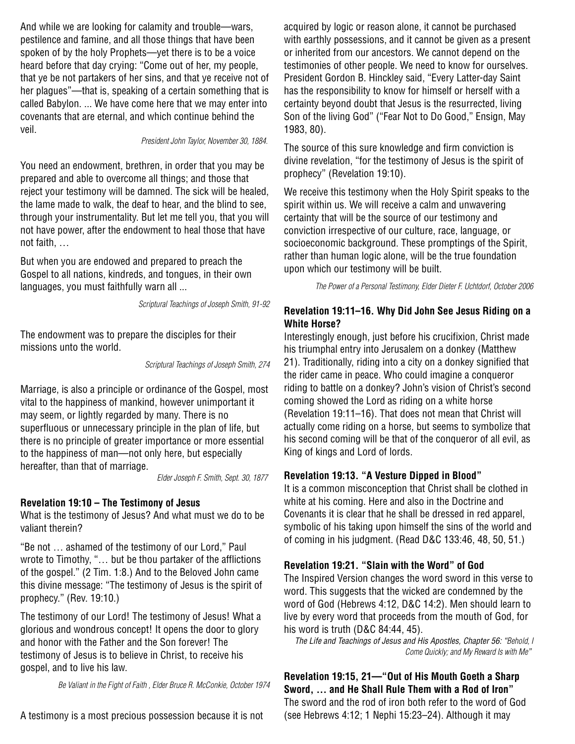And while we are looking for calamity and trouble—wars, pestilence and famine, and all those things that have been spoken of by the holy Prophets—yet there is to be a voice heard before that day crying: "Come out of her, my people, that ye be not partakers of her sins, and that ye receive not of her plagues"—that is, speaking of a certain something that is called Babylon. ... We have come here that we may enter into covenants that are eternal, and which continue behind the veil.

*President John Taylor, November 30, 1884.*

You need an endowment, brethren, in order that you may be prepared and able to overcome all things; and those that reject your testimony will be damned. The sick will be healed, the lame made to walk, the deaf to hear, and the blind to see, through your instrumentality. But let me tell you, that you will not have power, after the endowment to heal those that have not faith, …

But when you are endowed and prepared to preach the Gospel to all nations, kindreds, and tongues, in their own languages, you must faithfully warn all ...

*Scriptural Teachings of Joseph Smith, 91-92*

The endowment was to prepare the disciples for their missions unto the world.

*Scriptural Teachings of Joseph Smith, 274*

Marriage, is also a principle or ordinance of the Gospel, most vital to the happiness of mankind, however unimportant it may seem, or lightly regarded by many. There is no superfluous or unnecessary principle in the plan of life, but there is no principle of greater importance or more essential to the happiness of man—not only here, but especially hereafter, than that of marriage.

*Elder Joseph F. Smith, Sept. 30, 1877*

### Revelation 19:10 – The Testimony of Jesus

What is the testimony of Jesus? And what must we do to be valiant therein?

"Be not … ashamed of the testimony of our Lord," Paul wrote to Timothy, "… but be thou partaker of the afflictions of the gospel." (2 Tim. 1:8.) And to the Beloved John came this divine message: "The testimony of Jesus is the spirit of prophecy." (Rev. 19:10.)

The testimony of our Lord! The testimony of Jesus! What a glorious and wondrous concept! It opens the door to glory and honor with the Father and the Son forever! The testimony of Jesus is to believe in Christ, to receive his gospel, and to live his law.

*Be Valiant in the Fight of Faith , Elder Bruce R. McConkie, October 1974*

A testimony is a most precious possession because it is not acquired by logic or reason alone, it cannot be purchased with earthly possessions, and it cannot be given as a present or inherited from our ancestors. We cannot depend on the testimonies of other people. We need to know for ourselves. President Gordon B. Hinckley said, "Every Latter-day Saint has the responsibility to know for himself or herself with a certainty beyond doubt that Jesus is the resurrected, living Son of the living God" ("Fear Not to Do Good," Ensign, May 1983, 80).

The source of this sure knowledge and firm conviction is divine revelation, "for the testimony of Jesus is the spirit of prophecy" (Revelation 19:10).

We receive this testimony when the Holy Spirit speaks to the spirit within us. We will receive a calm and unwavering certainty that will be the source of our testimony and conviction irrespective of our culture, race, language, or socioeconomic background. These promptings of the Spirit, rather than human logic alone, will be the true foundation upon which our testimony will be built.

*The Power of a Personal Testimony, Elder Dieter F. Uchtdorf, October 2006*

### Revelation 19:11–16. Why Did John See Jesus Riding on a White Horse?

Interestingly enough, just before his crucifixion, Christ made his triumphal entry into Jerusalem on a donkey (Matthew 21). Traditionally, riding into a city on a donkey signified that the rider came in peace. Who could imagine a conqueror riding to battle on a donkey? John's vision of Christ's second coming showed the Lord as riding on a white horse (Revelation 19:11–16). That does not mean that Christ will actually come riding on a horse, but seems to symbolize that his second coming will be that of the conqueror of all evil, as King of kings and Lord of lords.

### Revelation 19:13. "A Vesture Dipped in Blood"

It is a common misconception that Christ shall be clothed in white at his coming. Here and also in the Doctrine and Covenants it is clear that he shall be dressed in red apparel, symbolic of his taking upon himself the sins of the world and of coming in his judgment. (Read D&C 133:46, 48, 50, 51.)

### Revelation 19:21. "Slain with the Word" of God

The Inspired Version changes the word sword in this verse to word. This suggests that the wicked are condemned by the word of God (Hebrews 4:12, D&C 14:2). Men should learn to live by every word that proceeds from the mouth of God, for his word is truth (D&C 84:44, 45).

*The Life and Teachings of Jesus and His Apostles, Chapter 56: "Behold, I Come Quickly; and My Reward Is with Me"*

### Revelation 19:15, 21—"Out of His Mouth Goeth a Sharp Sword, … and He Shall Rule Them with a Rod of Iron"

The sword and the rod of iron both refer to the word of God (see Hebrews 4:12; 1 Nephi 15:23–24). Although it may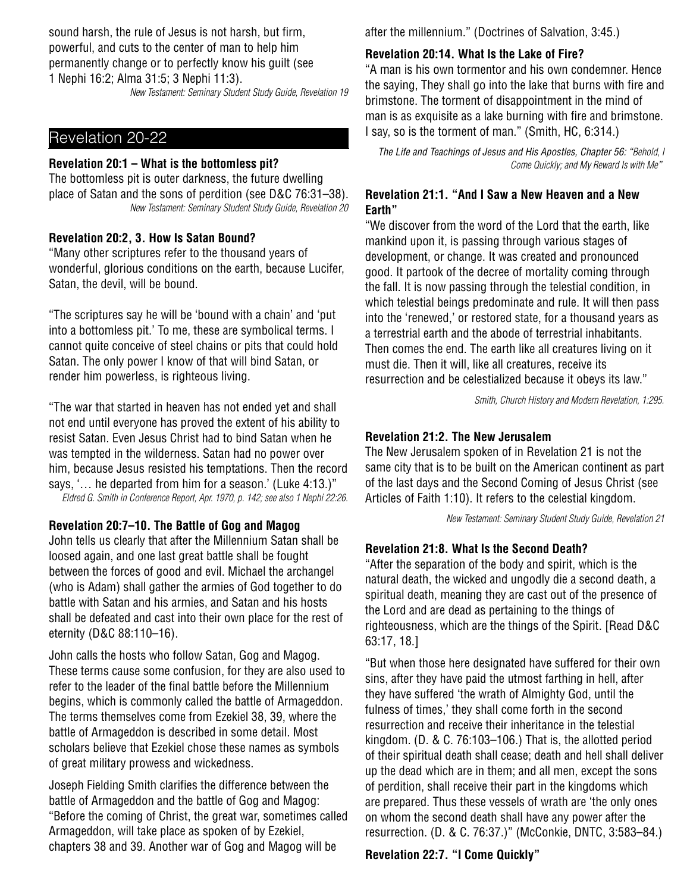sound harsh, the rule of Jesus is not harsh, but firm, powerful, and cuts to the center of man to help him permanently change or to perfectly know his guilt (see 1 Nephi 16:2; Alma 31:5; 3 Nephi 11:3).

*New Testament: Seminary Student Study Guide, Revelation 19*

## Revelation 20-22

**Revelation 20:1 – What is the bottomless pit?**

The bottomless pit is outer darkness, the future dwelling place of Satan and the sons of perdition (see D&C 76:31–38).

*New Testament: Seminary Student Study Guide, Revelation 20*

**Revelation 20:2, 3. How Is Satan Bound?**

"Many other scriptures refer to the thousand years of wonderful, glorious conditions on the earth, because Lucifer, Satan, the devil, will be bound.

"The scriptures say he will be 'bound with a chain' and 'put into a bottomless pit.' To me, these are symbolical terms. I cannot quite conceive of steel chains or pits that could hold Satan. The only power I know of that will bind Satan, or render him powerless, is righteous living.

"The war that started in heaven has not ended yet and shall not end until everyone has proved the extent of his ability to resist Satan. Even Jesus Christ had to bind Satan when he was tempted in the wilderness. Satan had no power over him, because Jesus resisted his temptations. Then the record says, '… he departed from him for a season.' (Luke 4:13.)"

*Eldred G. Smith in Conference Report, Apr. 1970, p. 142; see also 1 Nephi 22:26.*

**Revelation 20:7–10. The Battle of Gog and Magog**

John tells us clearly that after the Millennium Satan shall be loosed again, and one last great battle shall be fought between the forces of good and evil. Michael the archangel (who is Adam) shall gather the armies of God together to do battle with Satan and his armies, and Satan and his hosts shall be defeated and cast into their own place for the rest of eternity (D&C 88:110–16).

John calls the hosts who follow Satan, Gog and Magog. These terms cause some confusion, for they are also used to refer to the leader of the final battle before the Millennium begins, which is commonly called the battle of Armageddon. The terms themselves come from Ezekiel 38, 39, where the battle of Armageddon is described in some detail. Most scholars believe that Ezekiel chose these names as symbols of great military prowess and wickedness.

Joseph Fielding Smith clarifies the difference between the battle of Armageddon and the battle of Gog and Magog: "Before the coming of Christ, the great war, sometimes called Armageddon, will take place as spoken of by Ezekiel, chapters 38 and 39. Another war of Gog and Magog will be after the millennium." (Doctrines of Salvation, 3:45.)

**Revelation 20:14. What Is the Lake of Fire?**

"A man is his own tormentor and his own condemner. Hence the saying, They shall go into the lake that burns with fire and brimstone. The torment of disappointment in the mind of man is as exquisite as a lake burning with fire and brimstone. I say, so is the torment of man." (Smith, HC, 6:314.)

*The Life and Teachings of Jesus and His Apostles, Chapter 56: "Behold, I Come Quickly; and My Reward Is with Me"*

**Revelation 21:1. "And I Saw a New Heaven and a New Earth"**

"We discover from the word of the Lord that the earth, like mankind upon it, is passing through various stages of development, or change. It was created and pronounced good. It partook of the decree of mortality coming through the fall. It is now passing through the telestial condition, in which telestial beings predominate and rule. It will then pass into the 'renewed,' or restored state, for a thousand years as a terrestrial earth and the abode of terrestrial inhabitants. Then comes the end. The earth like all creatures living on it must die. Then it will, like all creatures, receive its resurrection and be celestialized because it obeys its law."

*Smith, Church History and Modern Revelation, 1:295.*

**Revelation 21:2. The New Jerusalem**

The New Jerusalem spoken of in Revelation 21 is not the same city that is to be built on the American continent as part of the last days and the Second Coming of Jesus Christ (see Articles of Faith 1:10). It refers to the celestial kingdom.

*New Testament: Seminary Student Study Guide, Revelation 21*

**Revelation 21:8. What Is the Second Death?**

"After the separation of the body and spirit, which is the natural death, the wicked and ungodly die a second death, a spiritual death, meaning they are cast out of the presence of the Lord and are dead as pertaining to the things of righteousness, which are the things of the Spirit. [Read D&C 63:17, 18.]

"But when those here designated have suffered for their own sins, after they have paid the utmost farthing in hell, after they have suffered 'the wrath of Almighty God, until the fulness of times,' they shall come forth in the second resurrection and receive their inheritance in the telestial kingdom. (D. & C. 76:103–106.) That is, the allotted period of their spiritual death shall cease; death and hell shall deliver up the dead which are in them; and all men, except the sons of perdition, shall receive their part in the kingdoms which are prepared. Thus these vessels of wrath are 'the only ones on whom the second death shall have any power after the resurrection. (D. & C. 76:37.)" (McConkie, DNTC, 3:583–84.)

**Revelation 22:7. "I Come Quickly"**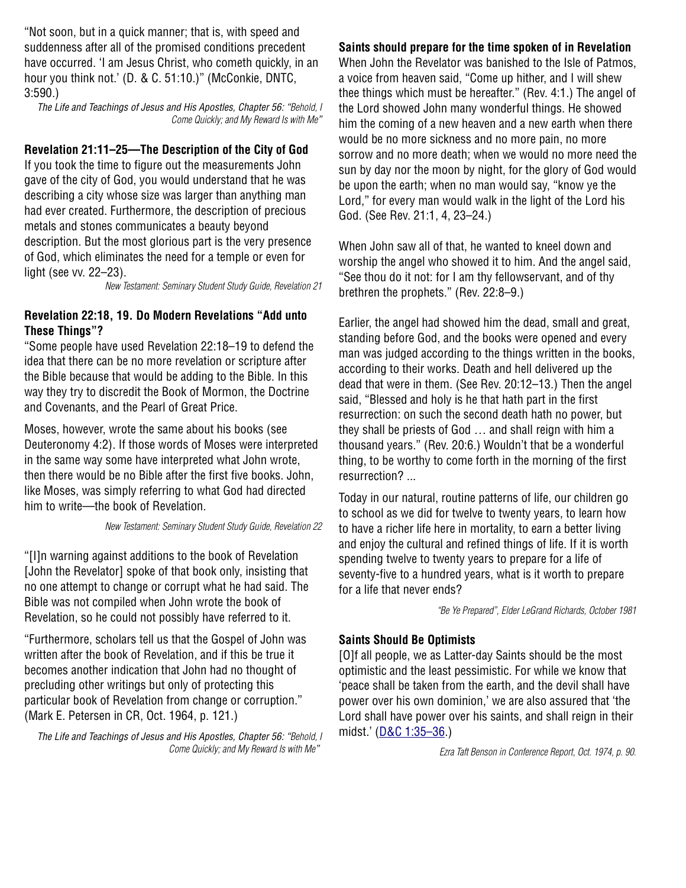"Not soon, but in a quick manner; that is, with speed and suddenness after all of the promised conditions precedent have occurred. 'I am Jesus Christ, who cometh quickly, in an hour you think not.' (D. & C. 51:10.)" (McConkie, DNTC, 3:590.)

*The Life and Teachings of Jesus and His Apostles, Chapter 56: "Behold, I Come Quickly; and My Reward Is with Me"*

**Revelation 21:11–25—The Description of the City of God**

If you took the time to figure out the measurements John gave of the city of God, you would understand that he was describing a city whose size was larger than anything man had ever created. Furthermore, the description of precious metals and stones communicates a beauty beyond description. But the most glorious part is the very presence of God, which eliminates the need for a temple or even for light (see vv. 22–23).

*New Testament: Seminary Student Study Guide, Revelation 21*

**Revelation 22:18, 19. Do Modern Revelations "Add unto These Things"?**

"Some people have used Revelation 22:18–19 to defend the idea that there can be no more revelation or scripture after the Bible because that would be adding to the Bible. In this way they try to discredit the Book of Mormon, the Doctrine and Covenants, and the Pearl of Great Price.

Moses, however, wrote the same about his books (see Deuteronomy 4:2). If those words of Moses were interpreted in the same way some have interpreted what John wrote, then there would be no Bible after the first five books. John, like Moses, was simply referring to what God had directed him to write—the book of Revelation.

*New Testament: Seminary Student Study Guide, Revelation 22*

"[I]n warning against additions to the book of Revelation [John the Revelator] spoke of that book only, insisting that no one attempt to change or corrupt what he had said. The Bible was not compiled when John wrote the book of Revelation, so he could not possibly have referred to it.

"Furthermore, scholars tell us that the Gospel of John was written after the book of Revelation, and if this be true it becomes another indication that John had no thought of precluding other writings but only of protecting this particular book of Revelation from change or corruption." (Mark E. Petersen in CR, Oct. 1964, p. 121.)

*The Life and Teachings of Jesus and His Apostles, Chapter 56: "Behold, I Come Quickly; and My Reward Is with Me"*

**Saints should prepare for the time spoken of in Revelation**

When John the Revelator was banished to the Isle of Patmos, a voice from heaven said, "Come up hither, and I will shew thee things which must be hereafter." (Rev. 4:1.) The angel of the Lord showed John many wonderful things. He showed him the coming of a new heaven and a new earth when there would be no more sickness and no more pain, no more sorrow and no more death; when we would no more need the sun by day nor the moon by night, for the glory of God would be upon the earth; when no man would say, "know ye the Lord," for every man would walk in the light of the Lord his God. (See Rev. 21:1, 4, 23–24.)

When John saw all of that, he wanted to kneel down and worship the angel who showed it to him. And the angel said, "See thou do it not: for I am thy fellowservant, and of thy brethren the prophets." (Rev. 22:8–9.)

Earlier, the angel had showed him the dead, small and great, standing before God, and the books were opened and every man was judged according to the things written in the books, according to their works. Death and hell delivered up the dead that were in them. (See Rev. 20:12–13.) Then the angel said, "Blessed and holy is he that hath part in the first resurrection: on such the second death hath no power, but they shall be priests of God … and shall reign with him a thousand years." (Rev. 20:6.) Wouldn't that be a wonderful thing, to be worthy to come forth in the morning of the first resurrection? ...

Today in our natural, routine patterns of life, our children go to school as we did for twelve to twenty years, to learn how to have a richer life here in mortality, to earn a better living and enjoy the cultural and refined things of life. If it is worth spending twelve to twenty years to prepare for a life of seventy-five to a hundred years, what is it worth to prepare for a life that never ends?

*"Be Ye Prepared", Elder LeGrand Richards, October 1981*

**Saints Should Be Optimists**

[O]f all people, we as Latter-day Saints should be the most optimistic and the least pessimistic. For while we know that 'peace shall be taken from the earth, and the devil shall have power over his own dominion,' we are also assured that 'the Lord shall have power over his saints, and shall reign in their midst.' (D&C 1:35–36.)

*Ezra Taft Benson in Conference Report, Oct. 1974, p. 90.*